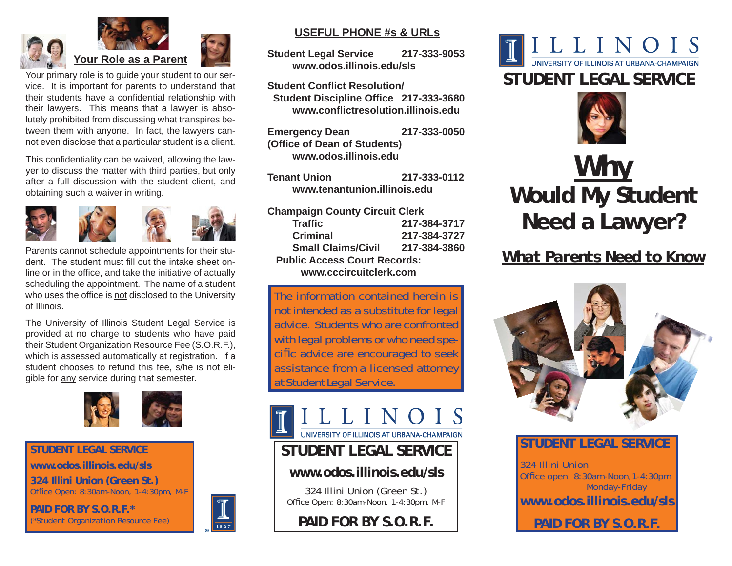## Your Role as a Parent

Your primary role is to guide your student to our service. It is important for parents to understand that their students have a confidential relationship with their lawyers. This means that a lawyer is absolutely prohibited from discussing what transpires between them with anyone. In fact, the lawyers cannot even disclose that a particular student is a client.

This confidentiality can be waived, allowing the lawyer to discuss the matter with third parties, but only after a full discussion with the student client, and obtaining such a waiver in writing.

Parents cannot schedule appointments for their student. The student must fill out the intake sheet online or in the office, and take the initiative of actually scheduling the appointment. The name of a student who uses the office is not disclosed to the University of Illinois.

The University of Illinois Student Legal Service is provided at no charge to students who have paid their Student Organization Resource Fee (S.O.R.F.), which is assessed automatically at registration. If a student chooses to refund this fee, s/he is not eligible for any service during that semester.

**STUDENT LEGAL SERVICE**
**www.odos.illinois.edu/sls**
**324 Illini Union (Green St.)**
Office Open: 8:30am-Noon, 1-4:30pm, M-F

**PAID FOR BY S.O.R.F.***
(*Student Organization Resource Fee)

## USEFUL PHONE #s & URLs

**Student Legal Service** 217-333-9053
www.odos.illinois.edu/sls

**Student Conflict Resolution/ Student Discipline Office** 217-333-3680
www.conflictresolution.illinois.edu

**Emergency Dean (Office of Dean of Students)** 217-333-0050
www.odos.illinois.edu

**Tenant Union** 217-333-0112
www.tenantunion.illinois.edu

**Champaign County Circuit Clerk**

| | |
|---|---|
| Traffic | 217-384-3717 |
| Criminal | 217-384-3727 |
| Small Claims/Civil | 217-384-3860 |

**Public Access Court Records:**
www.cccircuitclerk.com

The information contained herein is not intended as a substitute for legal advice. Students who are confronted with legal problems or who need specific advice are encouraged to seek assistance from a licensed attorney at Student Legal Service.

ILLINOIS
UNIVERSITY OF ILLINOIS AT URBANA-CHAMPAIGN

**STUDENT LEGAL SERVICE**
**www.odos.illinois.edu/sls**
324 Illini Union (Green St.)
Office Open: 8:30am-Noon, 1-4:30pm, M-F

**PAID FOR BY S.O.R.F.**

ILLINOIS
UNIVERSITY OF ILLINOIS AT URBANA-CHAMPAIGN

# STUDENT LEGAL SERVICE

# Why Would My Student Need a Lawyer?

## What Parents Need to Know

**STUDENT LEGAL SERVICE**
324 Illini Union
Office open: 8:30am-Noon, 1-4:30pm
Monday-Friday
**www.odos.illinois.edu/sls**

**PAID FOR BY S.O.R.F.**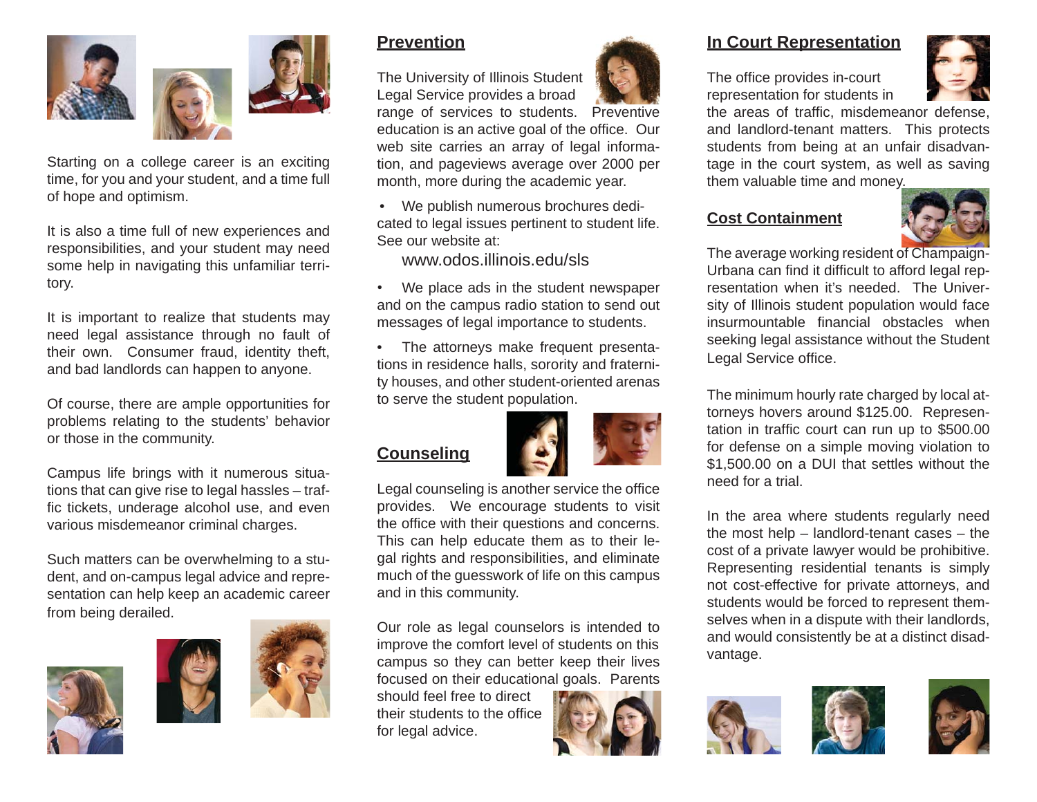Starting on a college career is an exciting time, for you and your student, and a time full of hope and optimism.

It is also a time full of new experiences and responsibilities, and your student may need some help in navigating this unfamiliar territory.

It is important to realize that students may need legal assistance through no fault of their own. Consumer fraud, identity theft, and bad landlords can happen to anyone.

Of course, there are ample opportunities for problems relating to the students' behavior or those in the community.

Campus life brings with it numerous situations that can give rise to legal hassles – traffic tickets, underage alcohol use, and even various misdemeanor criminal charges.

Such matters can be overwhelming to a student, and on-campus legal advice and representation can help keep an academic career from being derailed.

## Prevention

The University of Illinois Student Legal Service provides a broad range of services to students. Preventive education is an active goal of the office. Our web site carries an array of legal information, and pageviews average over 2000 per month, more during the academic year.

- We publish numerous brochures dedicated to legal issues pertinent to student life. See our website at:

  www.odos.illinois.edu/sls

- We place ads in the student newspaper and on the campus radio station to send out messages of legal importance to students.

- The attorneys make frequent presentations in residence halls, sorority and fraternity houses, and other student-oriented arenas to serve the student population.

## Counseling

Legal counseling is another service the office provides. We encourage students to visit the office with their questions and concerns. This can help educate them as to their legal rights and responsibilities, and eliminate much of the guesswork of life on this campus and in this community.

Our role as legal counselors is intended to improve the comfort level of students on this campus so they can better keep their lives focused on their educational goals. Parents should feel free to direct their students to the office for legal advice.

## In Court Representation

The office provides in-court representation for students in the areas of traffic, misdemeanor defense, and landlord-tenant matters. This protects students from being at an unfair disadvantage in the court system, as well as saving them valuable time and money.

## Cost Containment

The average working resident of Champaign-Urbana can find it difficult to afford legal representation when it's needed. The University of Illinois student population would face insurmountable financial obstacles when seeking legal assistance without the Student Legal Service office.

The minimum hourly rate charged by local attorneys hovers around $125.00. Representation in traffic court can run up to $500.00 for defense on a simple moving violation to $1,500.00 on a DUI that settles without the need for a trial.

In the area where students regularly need the most help – landlord-tenant cases – the cost of a private lawyer would be prohibitive. Representing residential tenants is simply not cost-effective for private attorneys, and students would be forced to represent themselves when in a dispute with their landlords, and would consistently be at a distinct disadvantage.